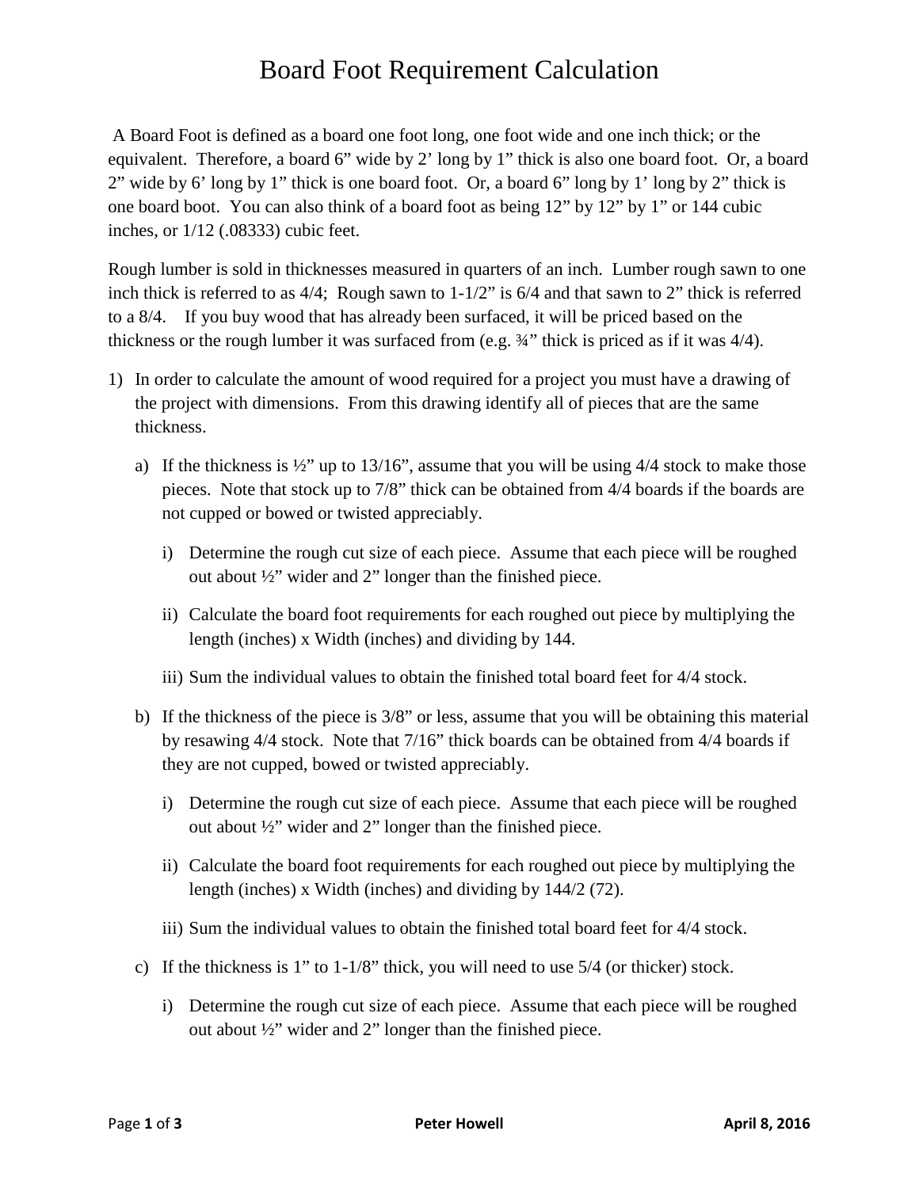# Board Foot Requirement Calculation

A Board Foot is defined as a board one foot long, one foot wide and one inch thick; or the equivalent. Therefore, a board 6" wide by 2' long by 1" thick is also one board foot. Or, a board 2" wide by 6' long by 1" thick is one board foot. Or, a board 6" long by 1' long by 2" thick is one board boot. You can also think of a board foot as being 12" by 12" by 1" or 144 cubic inches, or 1/12 (.08333) cubic feet.

Rough lumber is sold in thicknesses measured in quarters of an inch. Lumber rough sawn to one inch thick is referred to as 4/4; Rough sawn to 1-1/2" is 6/4 and that sawn to 2" thick is referred to a 8/4. If you buy wood that has already been surfaced, it will be priced based on the thickness or the rough lumber it was surfaced from (e.g. ¾" thick is priced as if it was 4/4).

1) In order to calculate the amount of wood required for a project you must have a drawing of the project with dimensions. From this drawing identify all of pieces that are the same thickness.
   a) If the thickness is ½" up to 13/16", assume that you will be using 4/4 stock to make those pieces. Note that stock up to 7/8" thick can be obtained from 4/4 boards if the boards are not cupped or bowed or twisted appreciably.
      i) Determine the rough cut size of each piece. Assume that each piece will be roughed out about ½" wider and 2" longer than the finished piece.
      ii) Calculate the board foot requirements for each roughed out piece by multiplying the length (inches) x Width (inches) and dividing by 144.
      iii) Sum the individual values to obtain the finished total board feet for 4/4 stock.
   b) If the thickness of the piece is 3/8" or less, assume that you will be obtaining this material by resawing 4/4 stock. Note that 7/16" thick boards can be obtained from 4/4 boards if they are not cupped, bowed or twisted appreciably.
      i) Determine the rough cut size of each piece. Assume that each piece will be roughed out about ½" wider and 2" longer than the finished piece.
      ii) Calculate the board foot requirements for each roughed out piece by multiplying the length (inches) x Width (inches) and dividing by 144/2 (72).
      iii) Sum the individual values to obtain the finished total board feet for 4/4 stock.
   c) If the thickness is 1" to 1-1/8" thick, you will need to use 5/4 (or thicker) stock.
      i) Determine the rough cut size of each piece. Assume that each piece will be roughed out about ½" wider and 2" longer than the finished piece.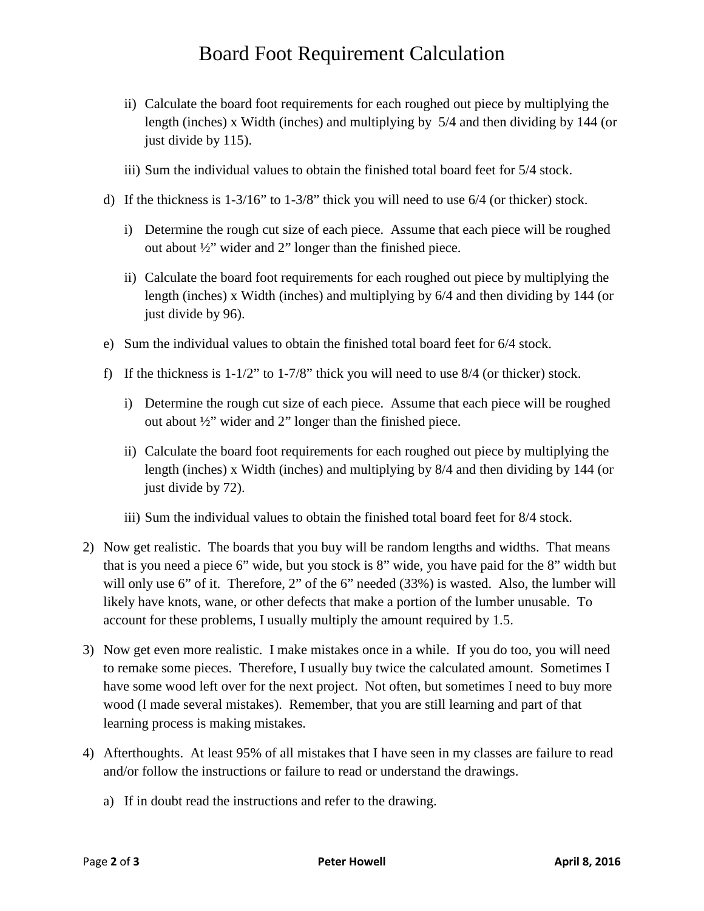# Board Foot Requirement Calculation

   ii) Calculate the board foot requirements for each roughed out piece by multiplying the length (inches) x Width (inches) and multiplying by 5/4 and then dividing by 144 (or just divide by 115).

   iii) Sum the individual values to obtain the finished total board feet for 5/4 stock.

d) If the thickness is 1-3/16" to 1-3/8" thick you will need to use 6/4 (or thicker) stock.

   i) Determine the rough cut size of each piece. Assume that each piece will be roughed out about ½" wider and 2" longer than the finished piece.

   ii) Calculate the board foot requirements for each roughed out piece by multiplying the length (inches) x Width (inches) and multiplying by 6/4 and then dividing by 144 (or just divide by 96).

e) Sum the individual values to obtain the finished total board feet for 6/4 stock.

f) If the thickness is 1-1/2" to 1-7/8" thick you will need to use 8/4 (or thicker) stock.

   i) Determine the rough cut size of each piece. Assume that each piece will be roughed out about ½" wider and 2" longer than the finished piece.

   ii) Calculate the board foot requirements for each roughed out piece by multiplying the length (inches) x Width (inches) and multiplying by 8/4 and then dividing by 144 (or just divide by 72).

   iii) Sum the individual values to obtain the finished total board feet for 8/4 stock.

2) Now get realistic. The boards that you buy will be random lengths and widths. That means that is you need a piece 6" wide, but you stock is 8" wide, you have paid for the 8" width but will only use 6" of it. Therefore, 2" of the 6" needed (33%) is wasted. Also, the lumber will likely have knots, wane, or other defects that make a portion of the lumber unusable. To account for these problems, I usually multiply the amount required by 1.5.

3) Now get even more realistic. I make mistakes once in a while. If you do too, you will need to remake some pieces. Therefore, I usually buy twice the calculated amount. Sometimes I have some wood left over for the next project. Not often, but sometimes I need to buy more wood (I made several mistakes). Remember, that you are still learning and part of that learning process is making mistakes.

4) Afterthoughts. At least 95% of all mistakes that I have seen in my classes are failure to read and/or follow the instructions or failure to read or understand the drawings.

   a) If in doubt read the instructions and refer to the drawing.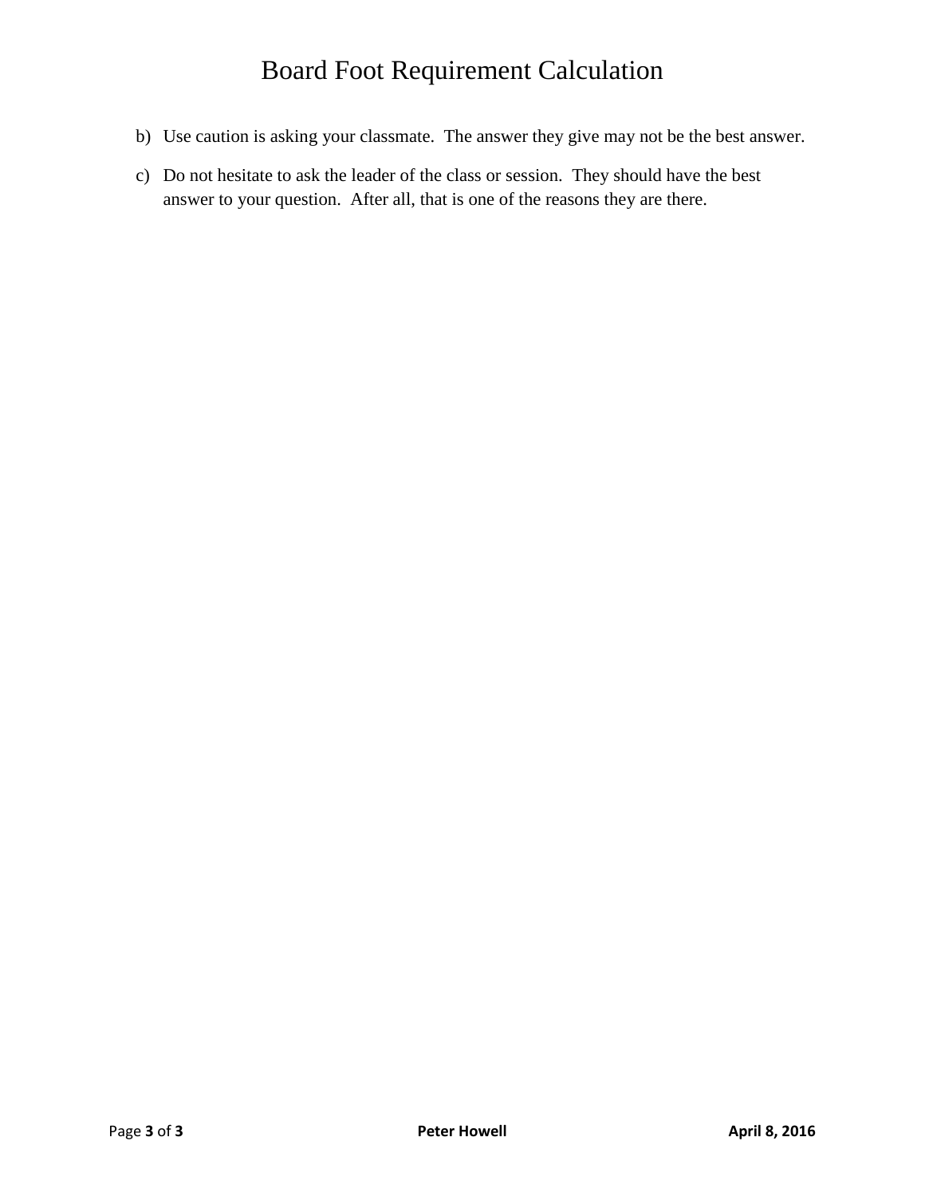b) Use caution is asking your classmate. The answer they give may not be the best answer.

c) Do not hesitate to ask the leader of the class or session. They should have the best answer to your question. After all, that is one of the reasons they are there.